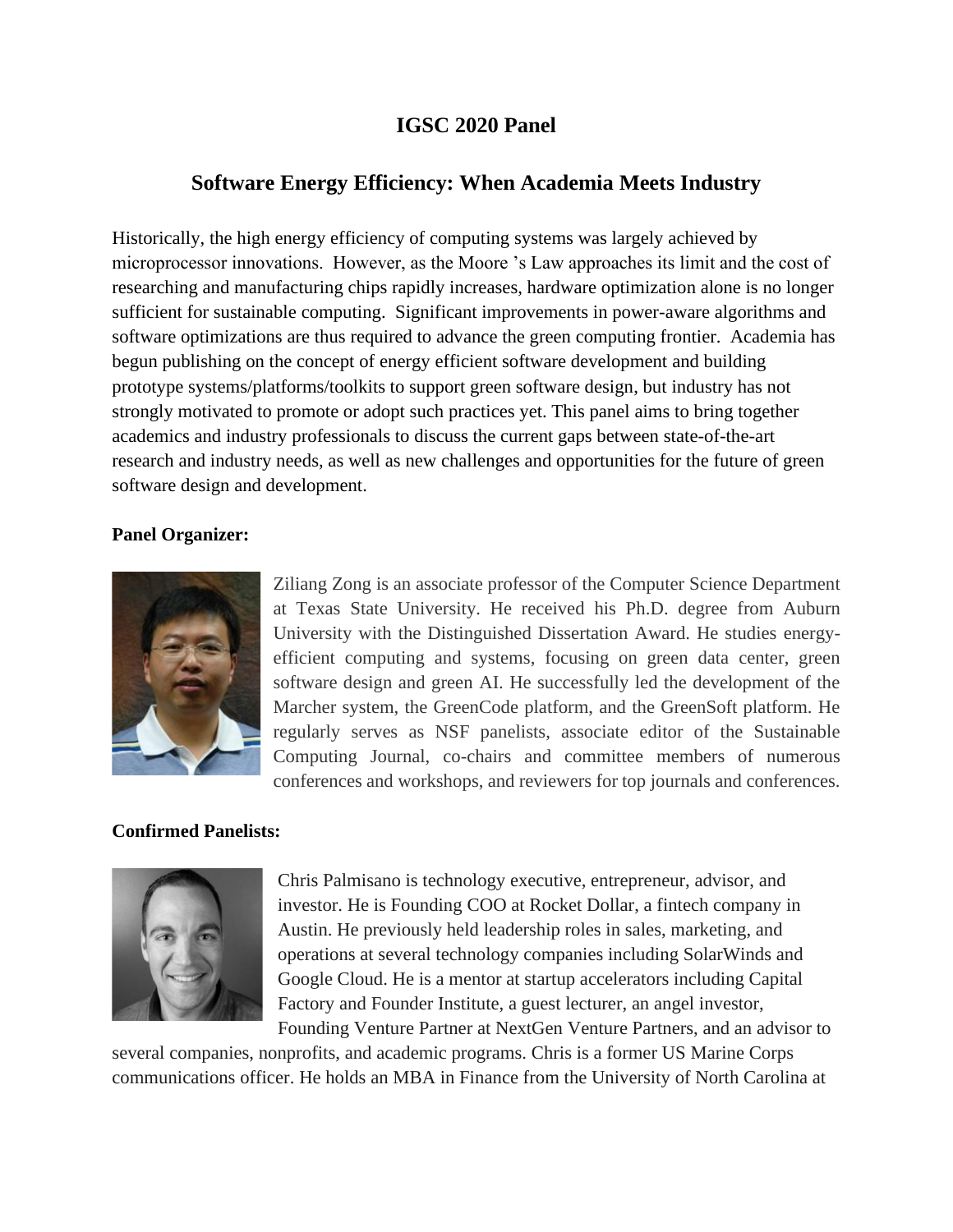# IGSC 2020 Panel

## Software Energy Efficiency: When Academia Meets Industry

Historically, the high energy efficiency of computing systems was largely achieved by microprocessor innovations. However, as the Moore 's Law approaches its limit and the cost of researching and manufacturing chips rapidly increases, hardware optimization alone is no longer sufficient for sustainable computing. Significant improvements in power-aware algorithms and software optimizations are thus required to advance the green computing frontier. Academia has begun publishing on the concept of energy efficient software development and building prototype systems/platforms/toolkits to support green software design, but industry has not strongly motivated to promote or adopt such practices yet. This panel aims to bring together academics and industry professionals to discuss the current gaps between state-of-the-art research and industry needs, as well as new challenges and opportunities for the future of green software design and development.

**Panel Organizer:**

Ziliang Zong is an associate professor of the Computer Science Department at Texas State University. He received his Ph.D. degree from Auburn University with the Distinguished Dissertation Award. He studies energy-efficient computing and systems, focusing on green data center, green software design and green AI. He successfully led the development of the Marcher system, the GreenCode platform, and the GreenSoft platform. He regularly serves as NSF panelists, associate editor of the Sustainable Computing Journal, co-chairs and committee members of numerous conferences and workshops, and reviewers for top journals and conferences.

**Confirmed Panelists:**

Chris Palmisano is technology executive, entrepreneur, advisor, and investor. He is Founding COO at Rocket Dollar, a fintech company in Austin. He previously held leadership roles in sales, marketing, and operations at several technology companies including SolarWinds and Google Cloud. He is a mentor at startup accelerators including Capital Factory and Founder Institute, a guest lecturer, an angel investor, Founding Venture Partner at NextGen Venture Partners, and an advisor to several companies, nonprofits, and academic programs. Chris is a former US Marine Corps communications officer. He holds an MBA in Finance from the University of North Carolina at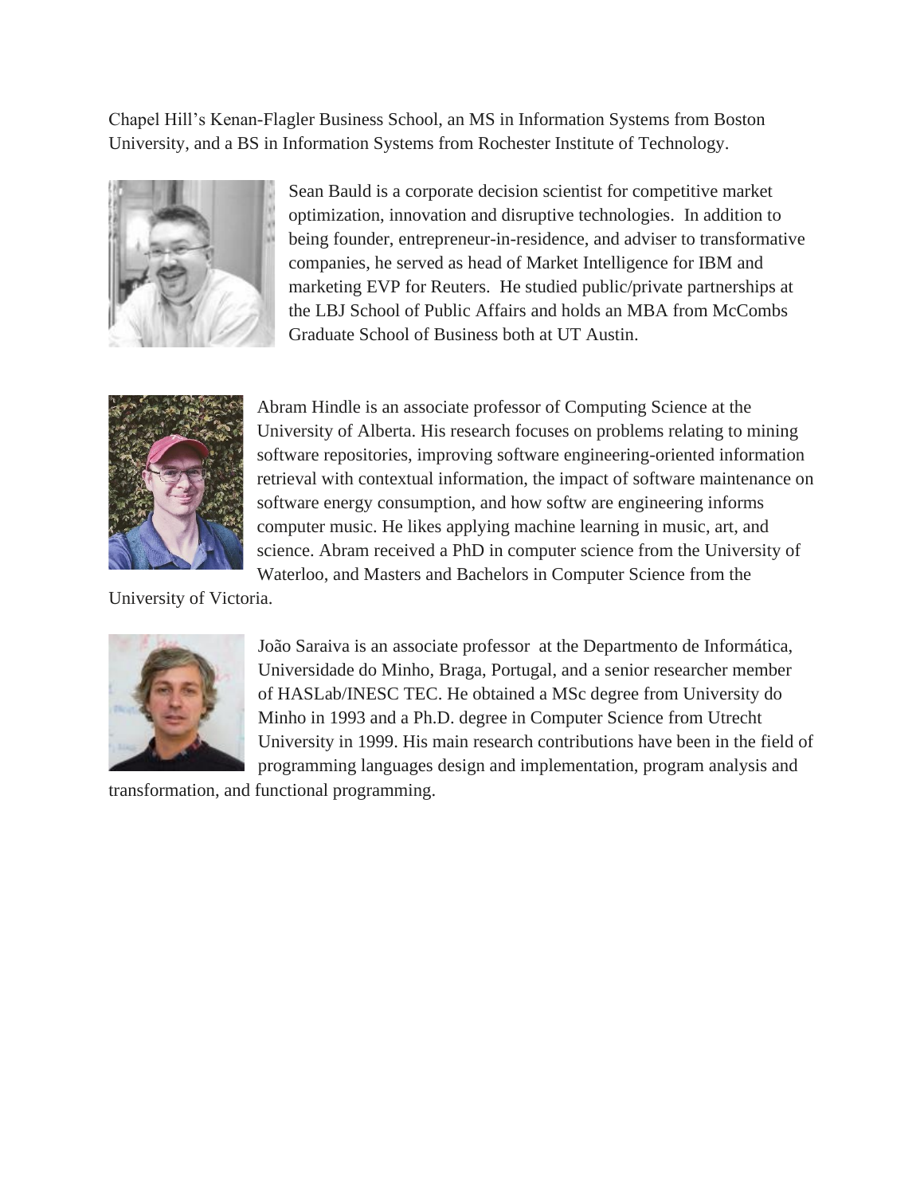Chapel Hill's Kenan-Flagler Business School, an MS in Information Systems from Boston University, and a BS in Information Systems from Rochester Institute of Technology.

Sean Bauld is a corporate decision scientist for competitive market optimization, innovation and disruptive technologies. In addition to being founder, entrepreneur-in-residence, and adviser to transformative companies, he served as head of Market Intelligence for IBM and marketing EVP for Reuters. He studied public/private partnerships at the LBJ School of Public Affairs and holds an MBA from McCombs Graduate School of Business both at UT Austin.

Abram Hindle is an associate professor of Computing Science at the University of Alberta. His research focuses on problems relating to mining software repositories, improving software engineering-oriented information retrieval with contextual information, the impact of software maintenance on software energy consumption, and how softw are engineering informs computer music. He likes applying machine learning in music, art, and science. Abram received a PhD in computer science from the University of Waterloo, and Masters and Bachelors in Computer Science from the University of Victoria.

João Saraiva is an associate professor at the Departmento de Informática, Universidade do Minho, Braga, Portugal, and a senior researcher member of HASLab/INESC TEC. He obtained a MSc degree from University do Minho in 1993 and a Ph.D. degree in Computer Science from Utrecht University in 1999. His main research contributions have been in the field of programming languages design and implementation, program analysis and transformation, and functional programming.